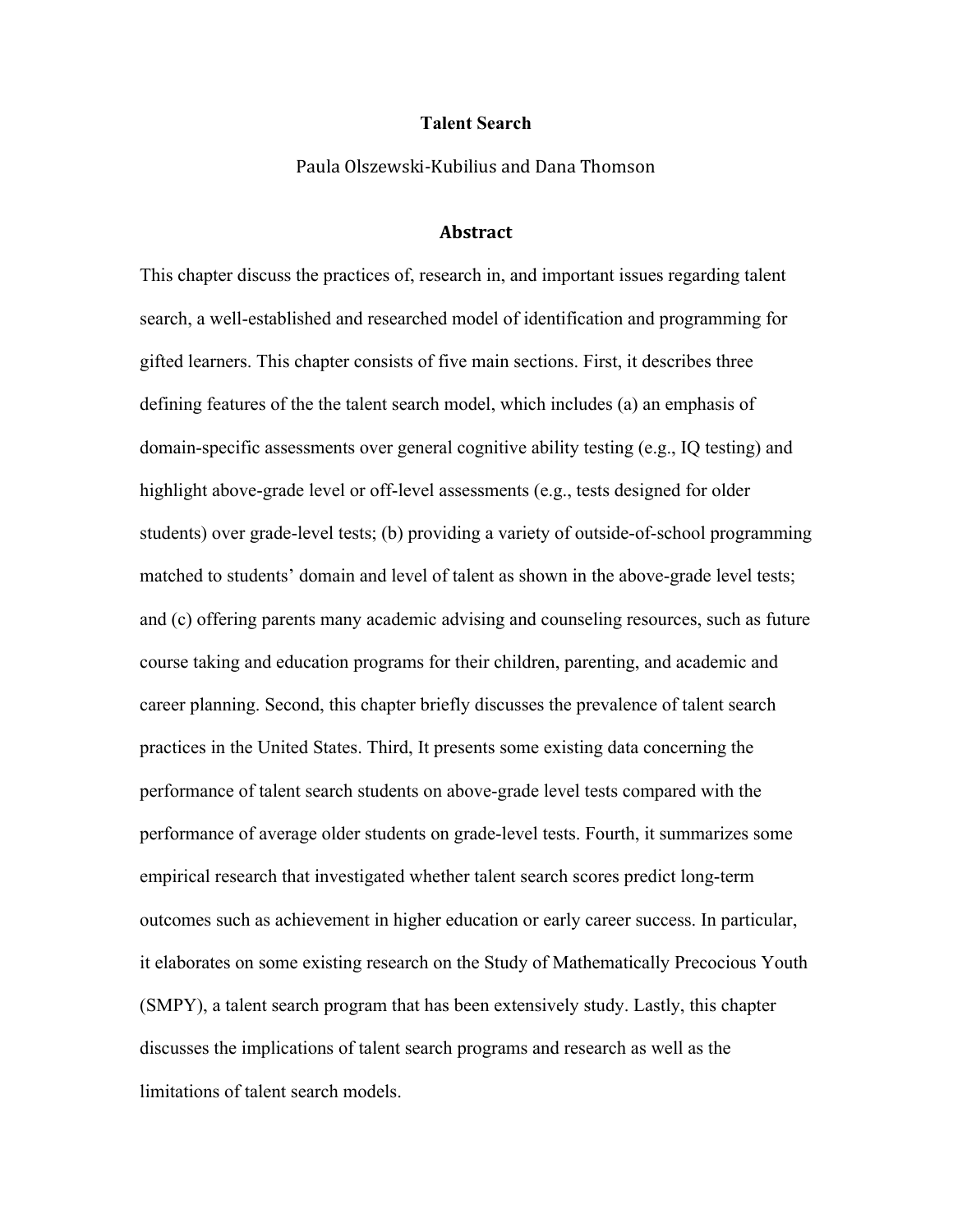# Talent Search

Paula Olszewski-Kubilius and Dana Thomson

## Abstract

This chapter discuss the practices of, research in, and important issues regarding talent search, a well-established and researched model of identification and programming for gifted learners. This chapter consists of five main sections. First, it describes three defining features of the the talent search model, which includes (a) an emphasis of domain-specific assessments over general cognitive ability testing (e.g., IQ testing) and highlight above-grade level or off-level assessments (e.g., tests designed for older students) over grade-level tests; (b) providing a variety of outside-of-school programming matched to students' domain and level of talent as shown in the above-grade level tests; and (c) offering parents many academic advising and counseling resources, such as future course taking and education programs for their children, parenting, and academic and career planning. Second, this chapter briefly discusses the prevalence of talent search practices in the United States. Third, It presents some existing data concerning the performance of talent search students on above-grade level tests compared with the performance of average older students on grade-level tests. Fourth, it summarizes some empirical research that investigated whether talent search scores predict long-term outcomes such as achievement in higher education or early career success. In particular, it elaborates on some existing research on the Study of Mathematically Precocious Youth (SMPY), a talent search program that has been extensively study. Lastly, this chapter discusses the implications of talent search programs and research as well as the limitations of talent search models.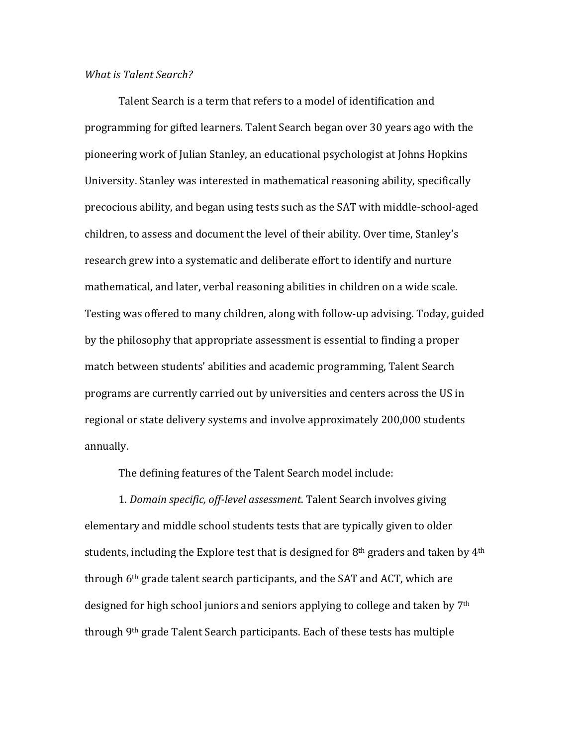*What is Talent Search?*

Talent Search is a term that refers to a model of identification and programming for gifted learners. Talent Search began over 30 years ago with the pioneering work of Julian Stanley, an educational psychologist at Johns Hopkins University. Stanley was interested in mathematical reasoning ability, specifically precocious ability, and began using tests such as the SAT with middle-school-aged children, to assess and document the level of their ability. Over time, Stanley's research grew into a systematic and deliberate effort to identify and nurture mathematical, and later, verbal reasoning abilities in children on a wide scale. Testing was offered to many children, along with follow-up advising. Today, guided by the philosophy that appropriate assessment is essential to finding a proper match between students' abilities and academic programming, Talent Search programs are currently carried out by universities and centers across the US in regional or state delivery systems and involve approximately 200,000 students annually.

The defining features of the Talent Search model include:

1. *Domain specific, off-level assessment*. Talent Search involves giving elementary and middle school students tests that are typically given to older students, including the Explore test that is designed for 8th graders and taken by 4th through 6th grade talent search participants, and the SAT and ACT, which are designed for high school juniors and seniors applying to college and taken by 7th through 9th grade Talent Search participants. Each of these tests has multiple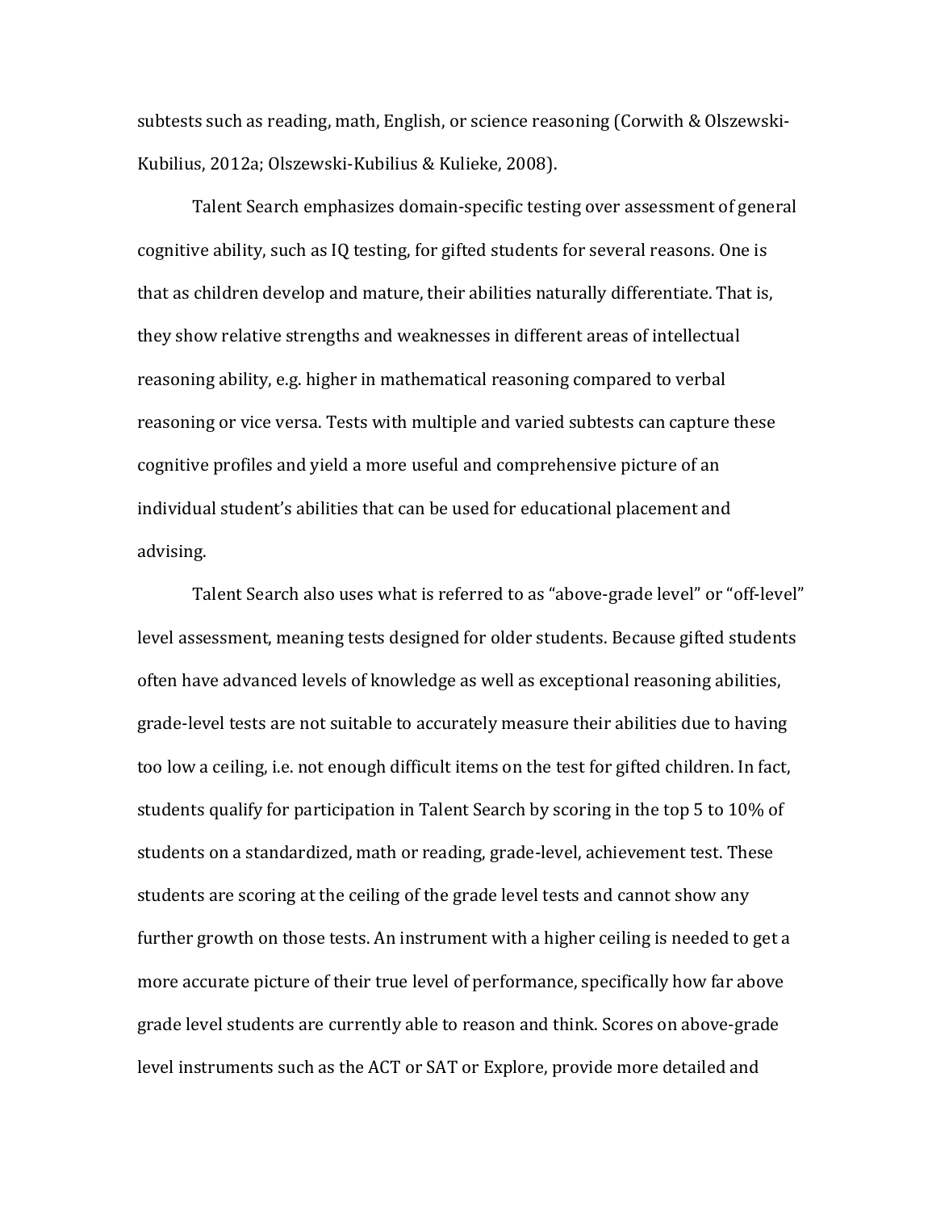subtests such as reading, math, English, or science reasoning (Corwith & Olszewski-Kubilius, 2012a; Olszewski-Kubilius & Kulieke, 2008).

Talent Search emphasizes domain-specific testing over assessment of general cognitive ability, such as IQ testing, for gifted students for several reasons. One is that as children develop and mature, their abilities naturally differentiate. That is, they show relative strengths and weaknesses in different areas of intellectual reasoning ability, e.g. higher in mathematical reasoning compared to verbal reasoning or vice versa. Tests with multiple and varied subtests can capture these cognitive profiles and yield a more useful and comprehensive picture of an individual student's abilities that can be used for educational placement and advising.

Talent Search also uses what is referred to as "above-grade level" or "off-level" level assessment, meaning tests designed for older students. Because gifted students often have advanced levels of knowledge as well as exceptional reasoning abilities, grade-level tests are not suitable to accurately measure their abilities due to having too low a ceiling, i.e. not enough difficult items on the test for gifted children. In fact, students qualify for participation in Talent Search by scoring in the top 5 to 10% of students on a standardized, math or reading, grade-level, achievement test. These students are scoring at the ceiling of the grade level tests and cannot show any further growth on those tests. An instrument with a higher ceiling is needed to get a more accurate picture of their true level of performance, specifically how far above grade level students are currently able to reason and think. Scores on above-grade level instruments such as the ACT or SAT or Explore, provide more detailed and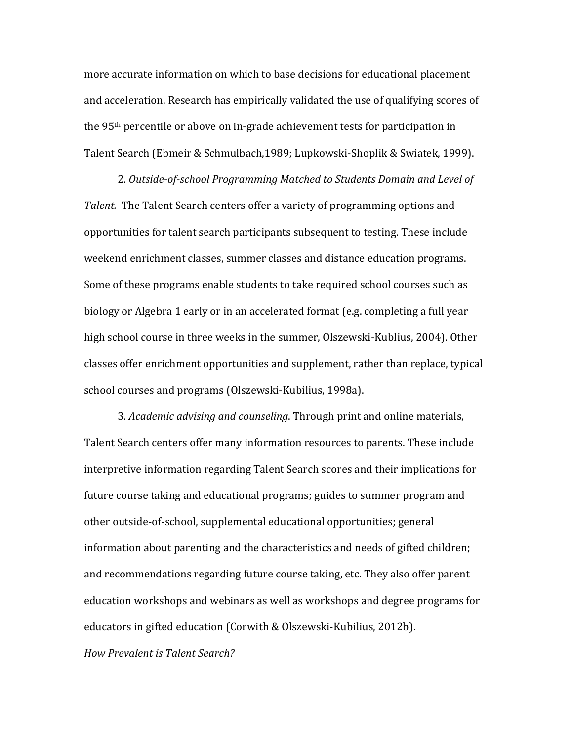more accurate information on which to base decisions for educational placement and acceleration. Research has empirically validated the use of qualifying scores of the 95th percentile or above on in-grade achievement tests for participation in Talent Search (Ebmeir & Schmulbach,1989; Lupkowski-Shoplik & Swiatek, 1999).

2. *Outside-of-school Programming Matched to Students Domain and Level of Talent.* The Talent Search centers offer a variety of programming options and opportunities for talent search participants subsequent to testing. These include weekend enrichment classes, summer classes and distance education programs. Some of these programs enable students to take required school courses such as biology or Algebra 1 early or in an accelerated format (e.g. completing a full year high school course in three weeks in the summer, Olszewski-Kublius, 2004). Other classes offer enrichment opportunities and supplement, rather than replace, typical school courses and programs (Olszewski-Kubilius, 1998a).

3. *Academic advising and counseling*. Through print and online materials, Talent Search centers offer many information resources to parents. These include interpretive information regarding Talent Search scores and their implications for future course taking and educational programs; guides to summer program and other outside-of-school, supplemental educational opportunities; general information about parenting and the characteristics and needs of gifted children; and recommendations regarding future course taking, etc. They also offer parent education workshops and webinars as well as workshops and degree programs for educators in gifted education (Corwith & Olszewski-Kubilius, 2012b).

*How Prevalent is Talent Search?*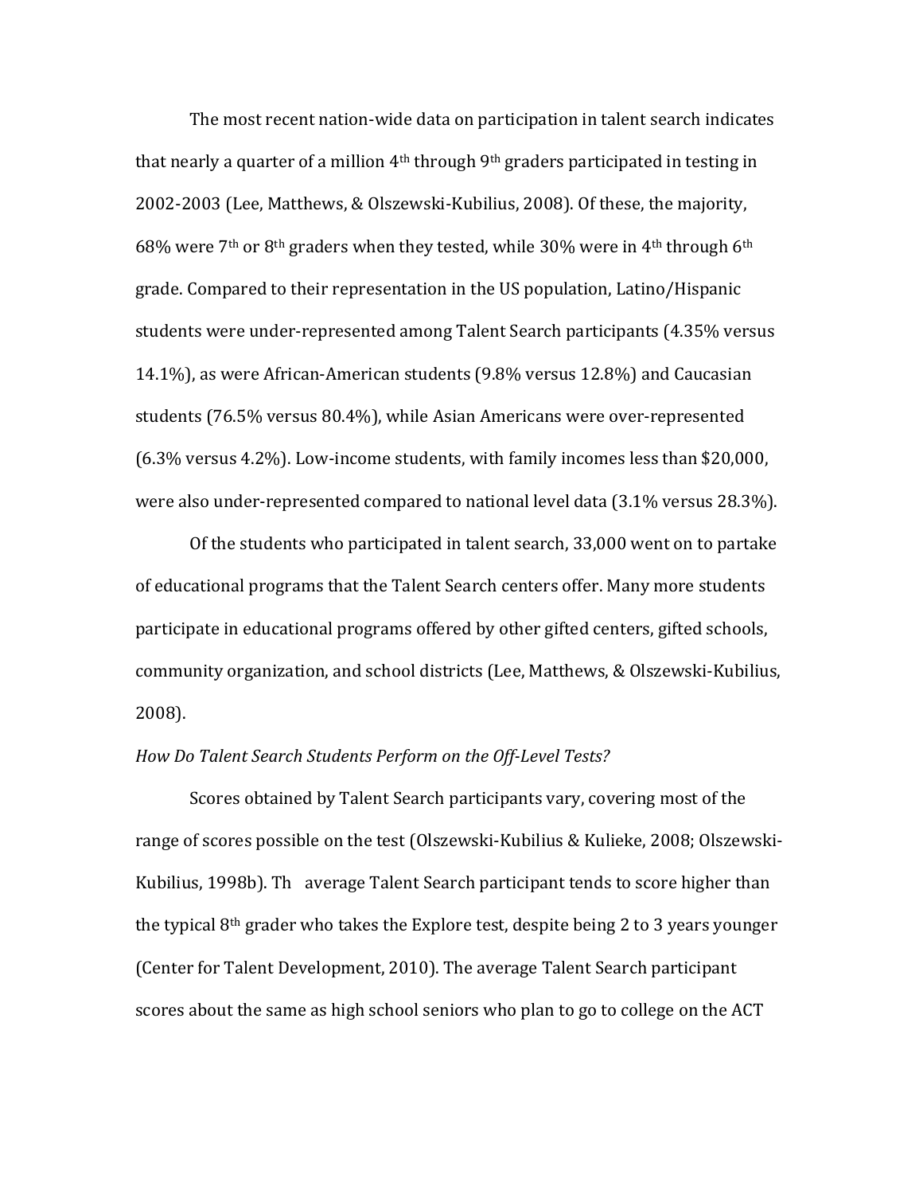The most recent nation-wide data on participation in talent search indicates that nearly a quarter of a million 4th through 9th graders participated in testing in 2002-2003 (Lee, Matthews, & Olszewski-Kubilius, 2008). Of these, the majority, 68% were 7th or 8th graders when they tested, while 30% were in 4th through 6th grade. Compared to their representation in the US population, Latino/Hispanic students were under-represented among Talent Search participants (4.35% versus 14.1%), as were African-American students (9.8% versus 12.8%) and Caucasian students (76.5% versus 80.4%), while Asian Americans were over-represented (6.3% versus 4.2%). Low-income students, with family incomes less than $20,000, were also under-represented compared to national level data (3.1% versus 28.3%).

Of the students who participated in talent search, 33,000 went on to partake of educational programs that the Talent Search centers offer. Many more students participate in educational programs offered by other gifted centers, gifted schools, community organization, and school districts (Lee, Matthews, & Olszewski-Kubilius, 2008).

*How Do Talent Search Students Perform on the Off-Level Tests?*

Scores obtained by Talent Search participants vary, covering most of the range of scores possible on the test (Olszewski-Kubilius & Kulieke, 2008; Olszewski-Kubilius, 1998b). Th average Talent Search participant tends to score higher than the typical 8th grader who takes the Explore test, despite being 2 to 3 years younger (Center for Talent Development, 2010). The average Talent Search participant scores about the same as high school seniors who plan to go to college on the ACT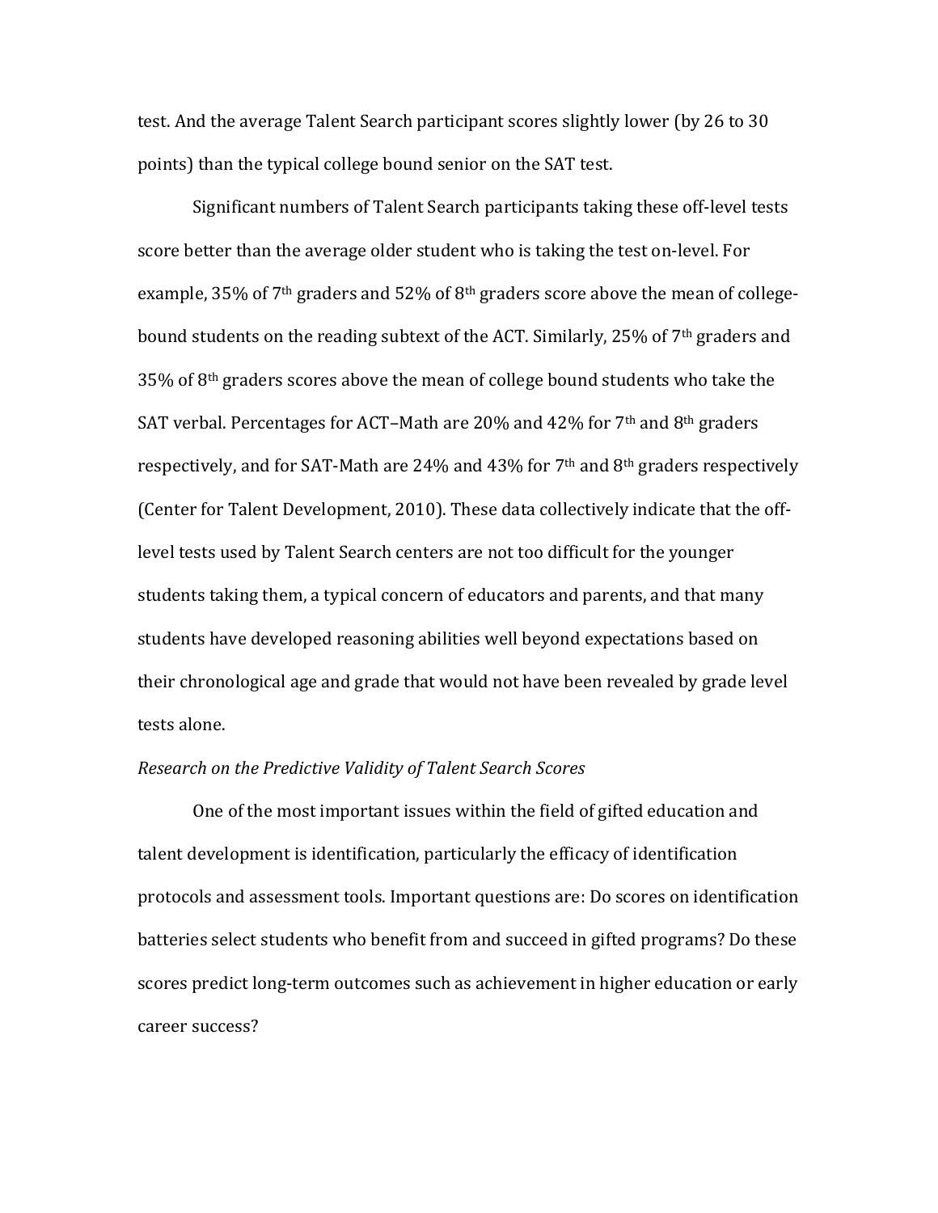test. And the average Talent Search participant scores slightly lower (by 26 to 30 points) than the typical college bound senior on the SAT test.

Significant numbers of Talent Search participants taking these off-level tests score better than the average older student who is taking the test on-level. For example, 35% of 7th graders and 52% of 8th graders score above the mean of college-bound students on the reading subtext of the ACT. Similarly, 25% of 7th graders and 35% of 8th graders scores above the mean of college bound students who take the SAT verbal. Percentages for ACT–Math are 20% and 42% for 7th and 8th graders respectively, and for SAT-Math are 24% and 43% for 7th and 8th graders respectively (Center for Talent Development, 2010). These data collectively indicate that the off-level tests used by Talent Search centers are not too difficult for the younger students taking them, a typical concern of educators and parents, and that many students have developed reasoning abilities well beyond expectations based on their chronological age and grade that would not have been revealed by grade level tests alone.

*Research on the Predictive Validity of Talent Search Scores*

One of the most important issues within the field of gifted education and talent development is identification, particularly the efficacy of identification protocols and assessment tools. Important questions are: Do scores on identification batteries select students who benefit from and succeed in gifted programs? Do these scores predict long-term outcomes such as achievement in higher education or early career success?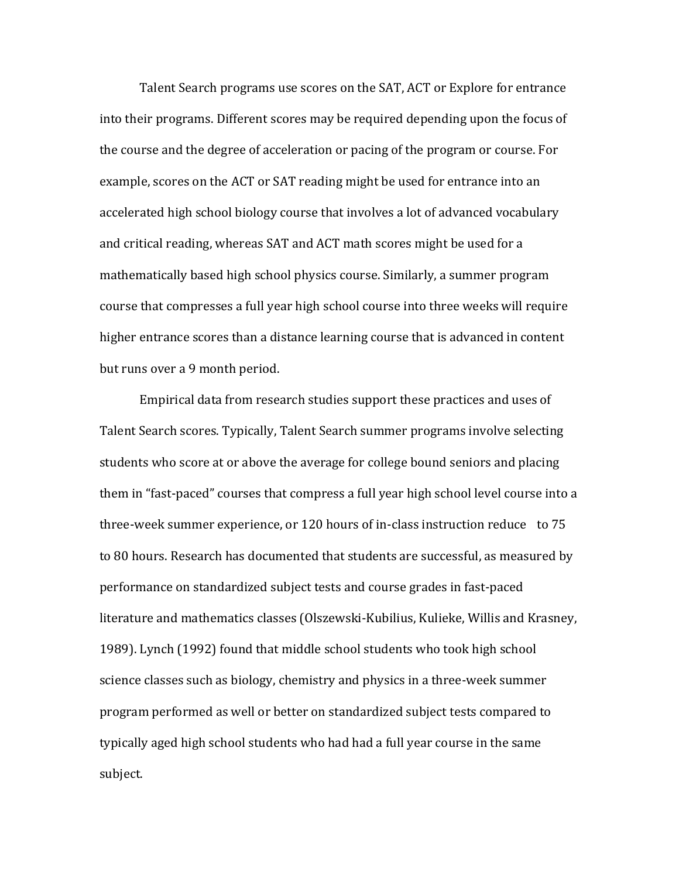Talent Search programs use scores on the SAT, ACT or Explore for entrance into their programs. Different scores may be required depending upon the focus of the course and the degree of acceleration or pacing of the program or course. For example, scores on the ACT or SAT reading might be used for entrance into an accelerated high school biology course that involves a lot of advanced vocabulary and critical reading, whereas SAT and ACT math scores might be used for a mathematically based high school physics course. Similarly, a summer program course that compresses a full year high school course into three weeks will require higher entrance scores than a distance learning course that is advanced in content but runs over a 9 month period.

Empirical data from research studies support these practices and uses of Talent Search scores. Typically, Talent Search summer programs involve selecting students who score at or above the average for college bound seniors and placing them in "fast-paced" courses that compress a full year high school level course into a three-week summer experience, or 120 hours of in-class instruction reduce to 75 to 80 hours. Research has documented that students are successful, as measured by performance on standardized subject tests and course grades in fast-paced literature and mathematics classes (Olszewski-Kubilius, Kulieke, Willis and Krasney, 1989). Lynch (1992) found that middle school students who took high school science classes such as biology, chemistry and physics in a three-week summer program performed as well or better on standardized subject tests compared to typically aged high school students who had had a full year course in the same subject.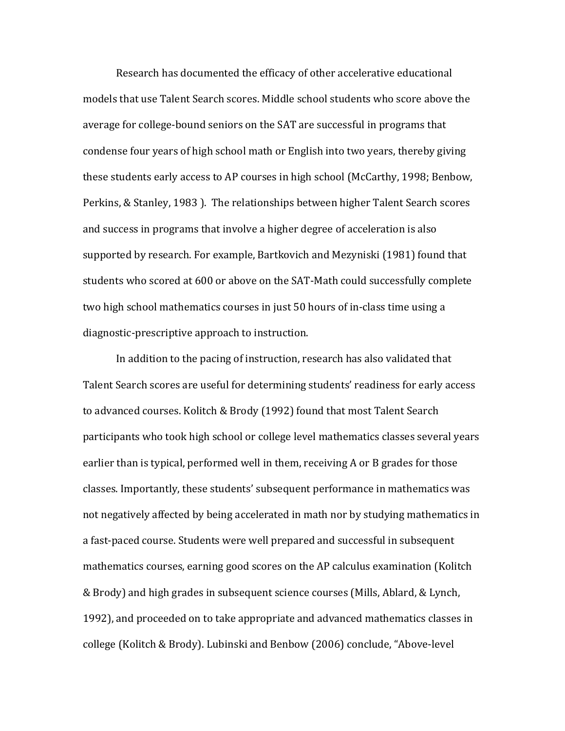Research has documented the efficacy of other accelerative educational models that use Talent Search scores. Middle school students who score above the average for college-bound seniors on the SAT are successful in programs that condense four years of high school math or English into two years, thereby giving these students early access to AP courses in high school (McCarthy, 1998; Benbow, Perkins, & Stanley, 1983 ). The relationships between higher Talent Search scores and success in programs that involve a higher degree of acceleration is also supported by research. For example, Bartkovich and Mezyniski (1981) found that students who scored at 600 or above on the SAT-Math could successfully complete two high school mathematics courses in just 50 hours of in-class time using a diagnostic-prescriptive approach to instruction.

In addition to the pacing of instruction, research has also validated that Talent Search scores are useful for determining students' readiness for early access to advanced courses. Kolitch & Brody (1992) found that most Talent Search participants who took high school or college level mathematics classes several years earlier than is typical, performed well in them, receiving A or B grades for those classes. Importantly, these students' subsequent performance in mathematics was not negatively affected by being accelerated in math nor by studying mathematics in a fast-paced course. Students were well prepared and successful in subsequent mathematics courses, earning good scores on the AP calculus examination (Kolitch & Brody) and high grades in subsequent science courses (Mills, Ablard, & Lynch, 1992), and proceeded on to take appropriate and advanced mathematics classes in college (Kolitch & Brody). Lubinski and Benbow (2006) conclude, "Above-level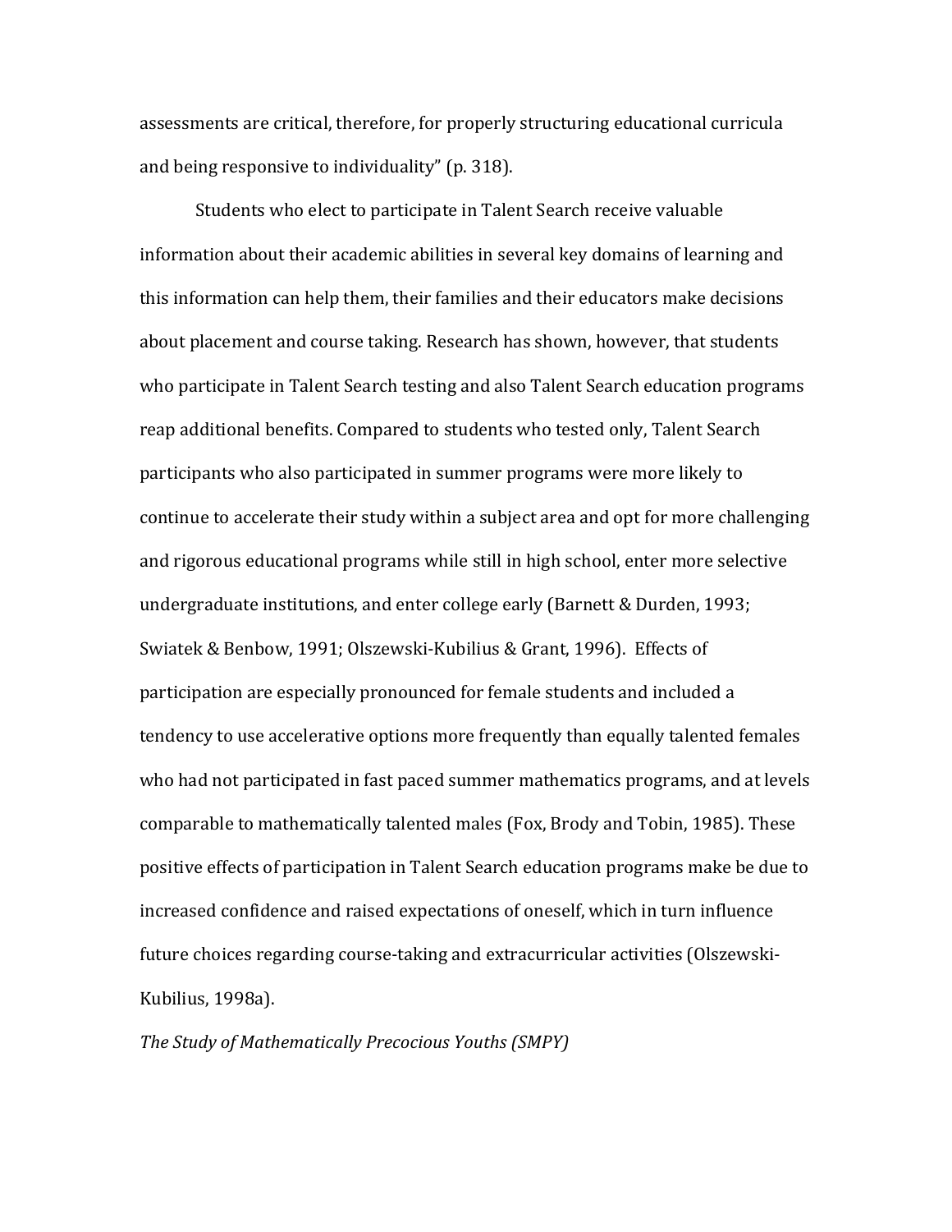assessments are critical, therefore, for properly structuring educational curricula and being responsive to individuality" (p. 318).

Students who elect to participate in Talent Search receive valuable information about their academic abilities in several key domains of learning and this information can help them, their families and their educators make decisions about placement and course taking. Research has shown, however, that students who participate in Talent Search testing and also Talent Search education programs reap additional benefits. Compared to students who tested only, Talent Search participants who also participated in summer programs were more likely to continue to accelerate their study within a subject area and opt for more challenging and rigorous educational programs while still in high school, enter more selective undergraduate institutions, and enter college early (Barnett & Durden, 1993; Swiatek & Benbow, 1991; Olszewski-Kubilius & Grant, 1996). Effects of participation are especially pronounced for female students and included a tendency to use accelerative options more frequently than equally talented females who had not participated in fast paced summer mathematics programs, and at levels comparable to mathematically talented males (Fox, Brody and Tobin, 1985). These positive effects of participation in Talent Search education programs make be due to increased confidence and raised expectations of oneself, which in turn influence future choices regarding course-taking and extracurricular activities (Olszewski-Kubilius, 1998a).

*The Study of Mathematically Precocious Youths (SMPY)*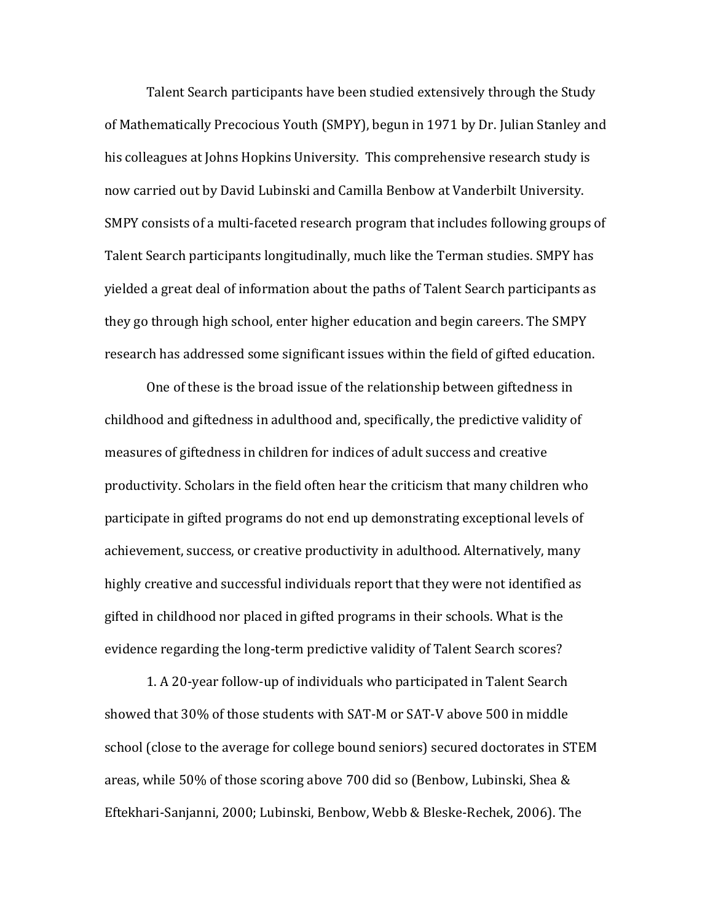Talent Search participants have been studied extensively through the Study of Mathematically Precocious Youth (SMPY), begun in 1971 by Dr. Julian Stanley and his colleagues at Johns Hopkins University. This comprehensive research study is now carried out by David Lubinski and Camilla Benbow at Vanderbilt University. SMPY consists of a multi-faceted research program that includes following groups of Talent Search participants longitudinally, much like the Terman studies. SMPY has yielded a great deal of information about the paths of Talent Search participants as they go through high school, enter higher education and begin careers. The SMPY research has addressed some significant issues within the field of gifted education.

One of these is the broad issue of the relationship between giftedness in childhood and giftedness in adulthood and, specifically, the predictive validity of measures of giftedness in children for indices of adult success and creative productivity. Scholars in the field often hear the criticism that many children who participate in gifted programs do not end up demonstrating exceptional levels of achievement, success, or creative productivity in adulthood. Alternatively, many highly creative and successful individuals report that they were not identified as gifted in childhood nor placed in gifted programs in their schools. What is the evidence regarding the long-term predictive validity of Talent Search scores?

1. A 20-year follow-up of individuals who participated in Talent Search showed that 30% of those students with SAT-M or SAT-V above 500 in middle school (close to the average for college bound seniors) secured doctorates in STEM areas, while 50% of those scoring above 700 did so (Benbow, Lubinski, Shea & Eftekhari-Sanjanni, 2000; Lubinski, Benbow, Webb & Bleske-Rechek, 2006). The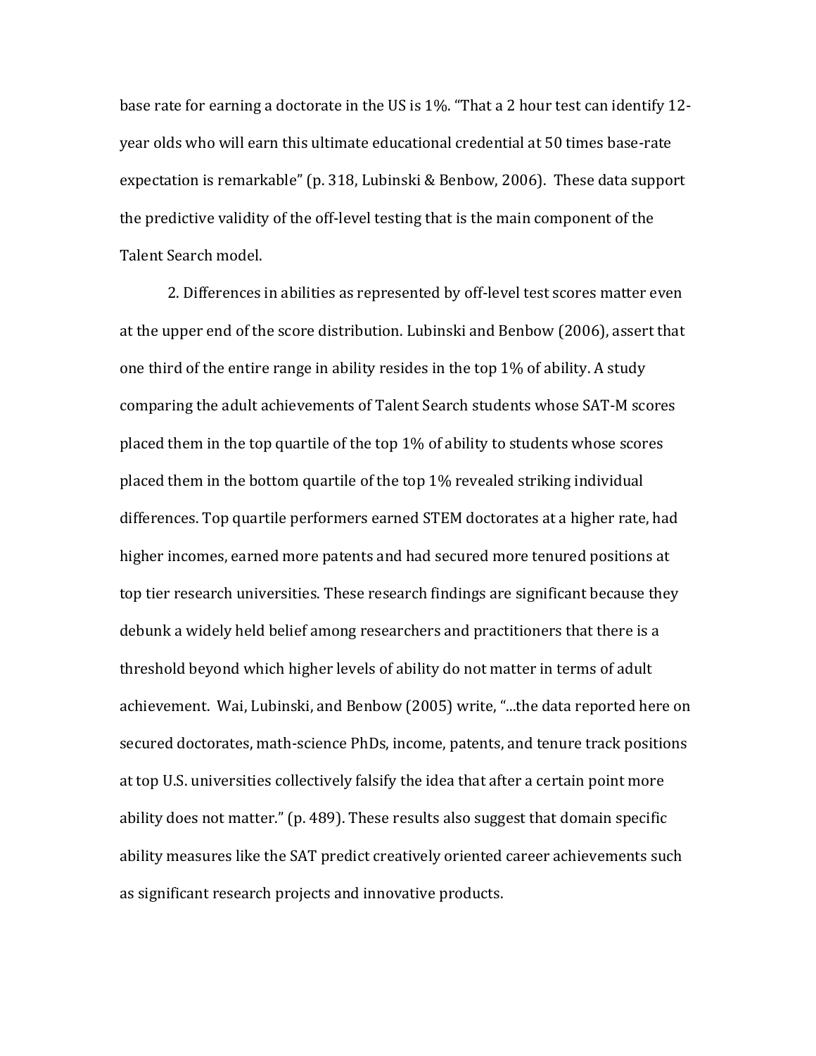base rate for earning a doctorate in the US is 1%. “That a 2 hour test can identify 12-year olds who will earn this ultimate educational credential at 50 times base-rate expectation is remarkable” (p. 318, Lubinski & Benbow, 2006). These data support the predictive validity of the off-level testing that is the main component of the Talent Search model.

2. Differences in abilities as represented by off-level test scores matter even at the upper end of the score distribution. Lubinski and Benbow (2006), assert that one third of the entire range in ability resides in the top 1% of ability. A study comparing the adult achievements of Talent Search students whose SAT-M scores placed them in the top quartile of the top 1% of ability to students whose scores placed them in the bottom quartile of the top 1% revealed striking individual differences. Top quartile performers earned STEM doctorates at a higher rate, had higher incomes, earned more patents and had secured more tenured positions at top tier research universities. These research findings are significant because they debunk a widely held belief among researchers and practitioners that there is a threshold beyond which higher levels of ability do not matter in terms of adult achievement. Wai, Lubinski, and Benbow (2005) write, “...the data reported here on secured doctorates, math-science PhDs, income, patents, and tenure track positions at top U.S. universities collectively falsify the idea that after a certain point more ability does not matter.” (p. 489). These results also suggest that domain specific ability measures like the SAT predict creatively oriented career achievements such as significant research projects and innovative products.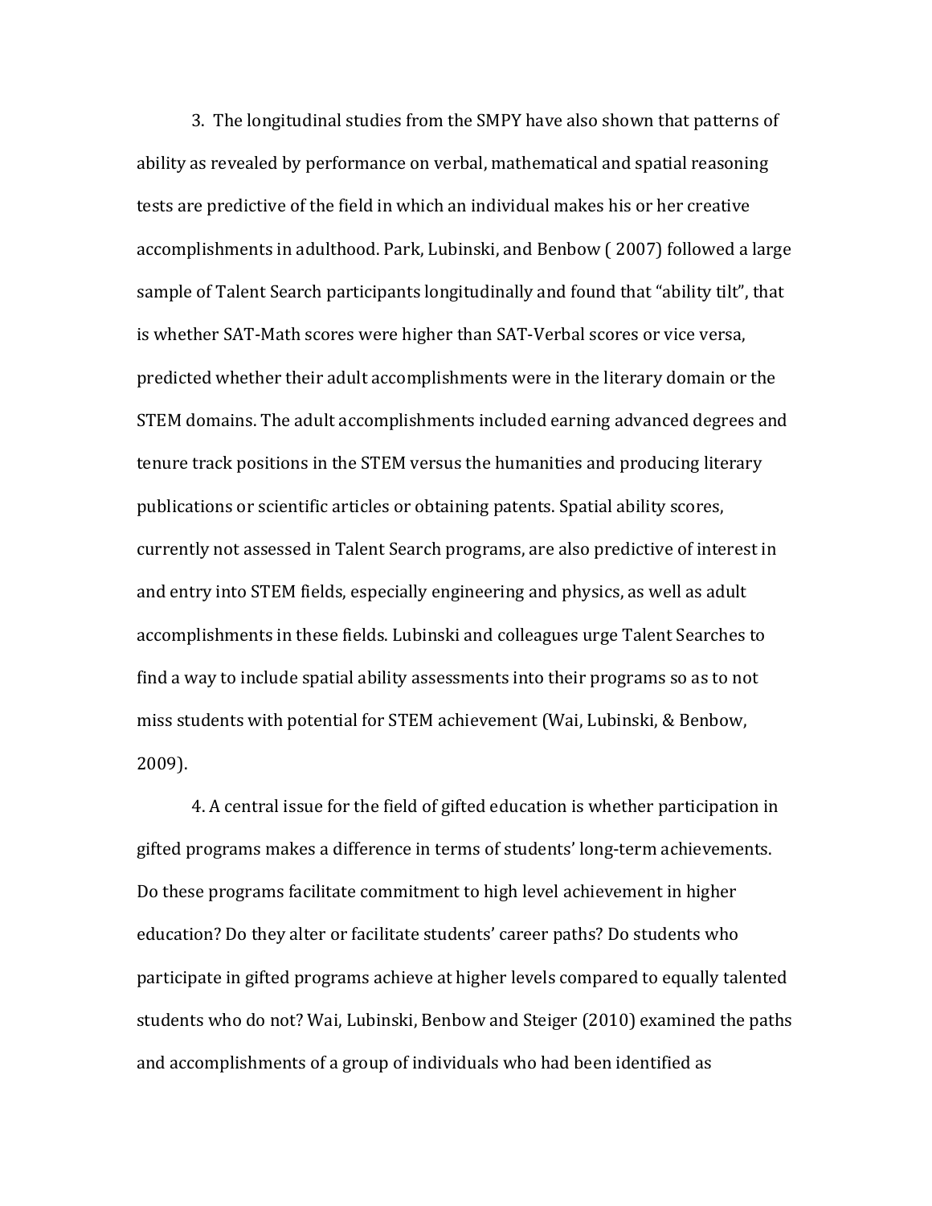3. The longitudinal studies from the SMPY have also shown that patterns of ability as revealed by performance on verbal, mathematical and spatial reasoning tests are predictive of the field in which an individual makes his or her creative accomplishments in adulthood. Park, Lubinski, and Benbow ( 2007) followed a large sample of Talent Search participants longitudinally and found that "ability tilt", that is whether SAT-Math scores were higher than SAT-Verbal scores or vice versa, predicted whether their adult accomplishments were in the literary domain or the STEM domains. The adult accomplishments included earning advanced degrees and tenure track positions in the STEM versus the humanities and producing literary publications or scientific articles or obtaining patents. Spatial ability scores, currently not assessed in Talent Search programs, are also predictive of interest in and entry into STEM fields, especially engineering and physics, as well as adult accomplishments in these fields. Lubinski and colleagues urge Talent Searches to find a way to include spatial ability assessments into their programs so as to not miss students with potential for STEM achievement (Wai, Lubinski, & Benbow, 2009).

4. A central issue for the field of gifted education is whether participation in gifted programs makes a difference in terms of students' long-term achievements. Do these programs facilitate commitment to high level achievement in higher education? Do they alter or facilitate students' career paths? Do students who participate in gifted programs achieve at higher levels compared to equally talented students who do not? Wai, Lubinski, Benbow and Steiger (2010) examined the paths and accomplishments of a group of individuals who had been identified as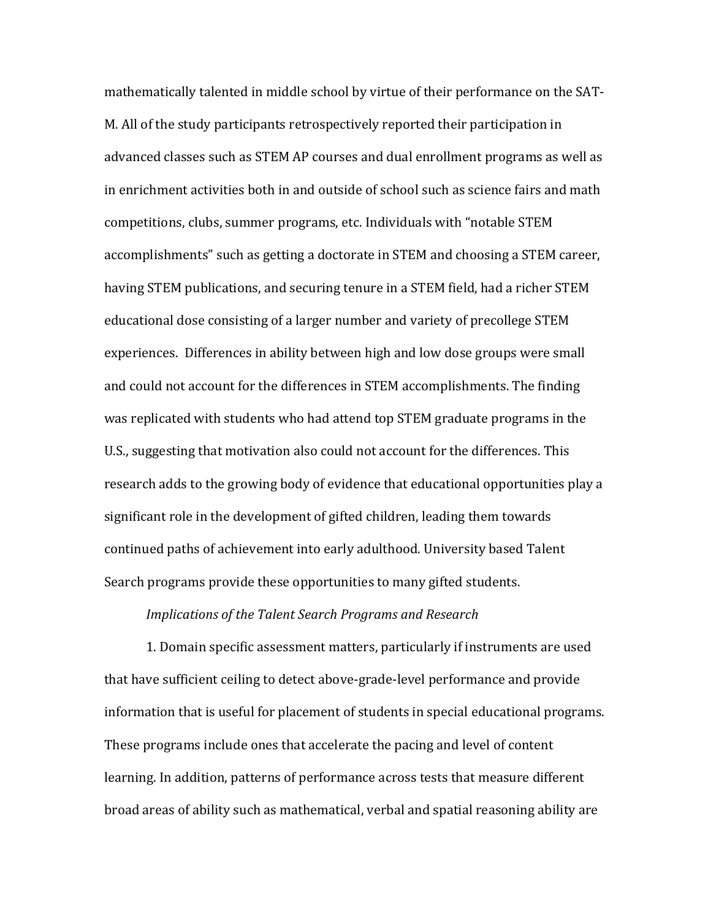mathematically talented in middle school by virtue of their performance on the SAT-M. All of the study participants retrospectively reported their participation in advanced classes such as STEM AP courses and dual enrollment programs as well as in enrichment activities both in and outside of school such as science fairs and math competitions, clubs, summer programs, etc. Individuals with "notable STEM accomplishments" such as getting a doctorate in STEM and choosing a STEM career, having STEM publications, and securing tenure in a STEM field, had a richer STEM educational dose consisting of a larger number and variety of precollege STEM experiences. Differences in ability between high and low dose groups were small and could not account for the differences in STEM accomplishments. The finding was replicated with students who had attend top STEM graduate programs in the U.S., suggesting that motivation also could not account for the differences. This research adds to the growing body of evidence that educational opportunities play a significant role in the development of gifted children, leading them towards continued paths of achievement into early adulthood. University based Talent Search programs provide these opportunities to many gifted students.

*Implications of the Talent Search Programs and Research*

1. Domain specific assessment matters, particularly if instruments are used that have sufficient ceiling to detect above-grade-level performance and provide information that is useful for placement of students in special educational programs. These programs include ones that accelerate the pacing and level of content learning. In addition, patterns of performance across tests that measure different broad areas of ability such as mathematical, verbal and spatial reasoning ability are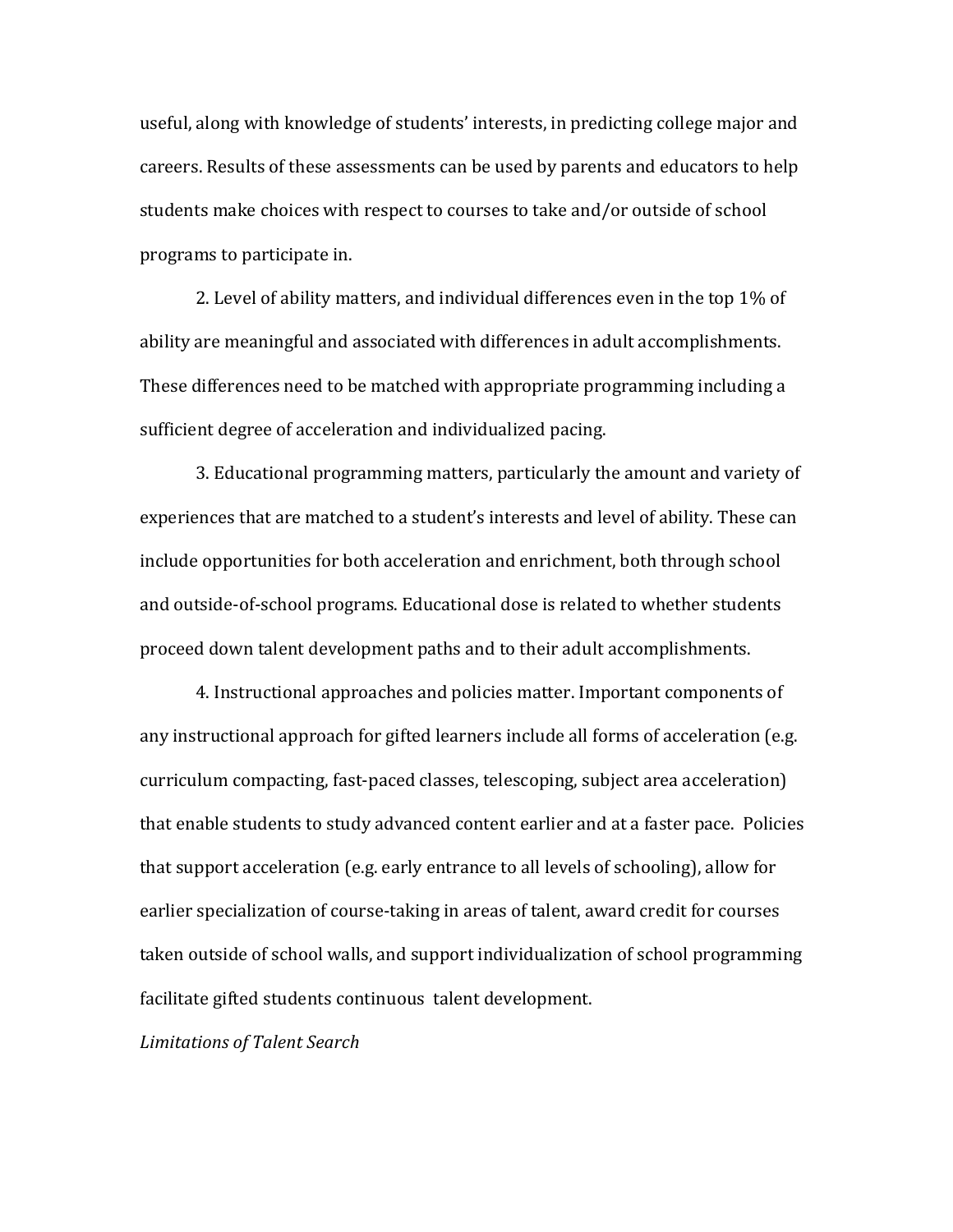useful, along with knowledge of students' interests, in predicting college major and careers. Results of these assessments can be used by parents and educators to help students make choices with respect to courses to take and/or outside of school programs to participate in.

2. Level of ability matters, and individual differences even in the top 1% of ability are meaningful and associated with differences in adult accomplishments. These differences need to be matched with appropriate programming including a sufficient degree of acceleration and individualized pacing.

3. Educational programming matters, particularly the amount and variety of experiences that are matched to a student's interests and level of ability. These can include opportunities for both acceleration and enrichment, both through school and outside-of-school programs. Educational dose is related to whether students proceed down talent development paths and to their adult accomplishments.

4. Instructional approaches and policies matter. Important components of any instructional approach for gifted learners include all forms of acceleration (e.g. curriculum compacting, fast-paced classes, telescoping, subject area acceleration) that enable students to study advanced content earlier and at a faster pace. Policies that support acceleration (e.g. early entrance to all levels of schooling), allow for earlier specialization of course-taking in areas of talent, award credit for courses taken outside of school walls, and support individualization of school programming facilitate gifted students continuous talent development.

*Limitations of Talent Search*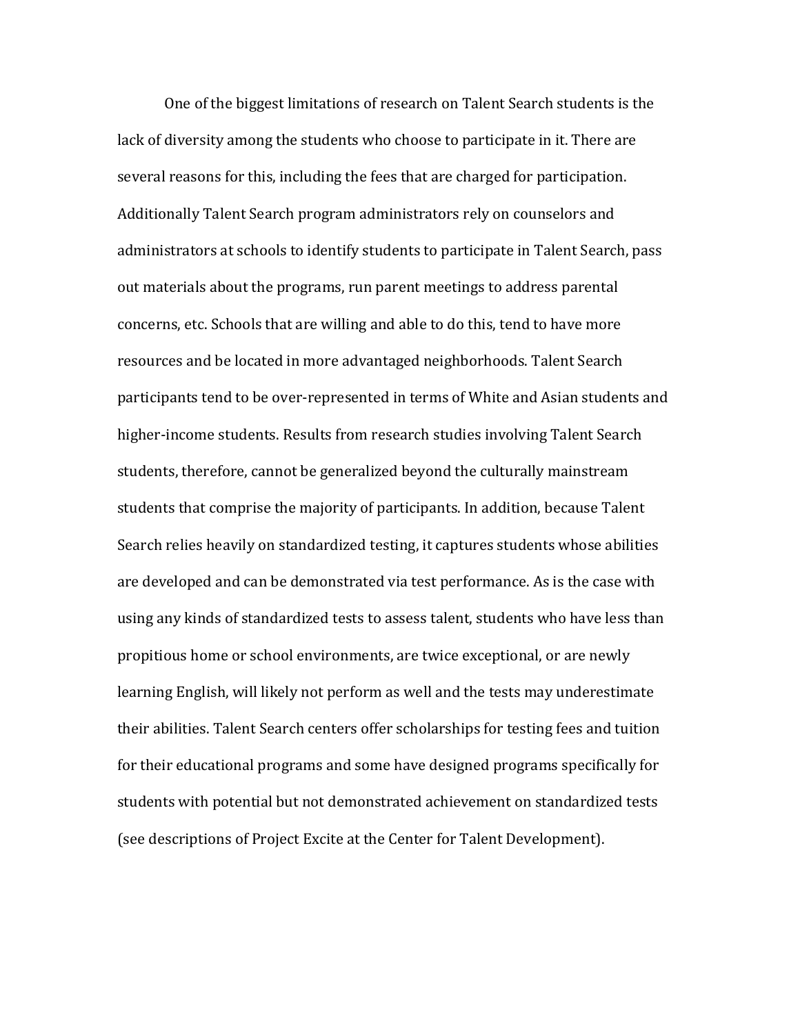One of the biggest limitations of research on Talent Search students is the lack of diversity among the students who choose to participate in it. There are several reasons for this, including the fees that are charged for participation. Additionally Talent Search program administrators rely on counselors and administrators at schools to identify students to participate in Talent Search, pass out materials about the programs, run parent meetings to address parental concerns, etc. Schools that are willing and able to do this, tend to have more resources and be located in more advantaged neighborhoods. Talent Search participants tend to be over-represented in terms of White and Asian students and higher-income students. Results from research studies involving Talent Search students, therefore, cannot be generalized beyond the culturally mainstream students that comprise the majority of participants. In addition, because Talent Search relies heavily on standardized testing, it captures students whose abilities are developed and can be demonstrated via test performance. As is the case with using any kinds of standardized tests to assess talent, students who have less than propitious home or school environments, are twice exceptional, or are newly learning English, will likely not perform as well and the tests may underestimate their abilities. Talent Search centers offer scholarships for testing fees and tuition for their educational programs and some have designed programs specifically for students with potential but not demonstrated achievement on standardized tests (see descriptions of Project Excite at the Center for Talent Development).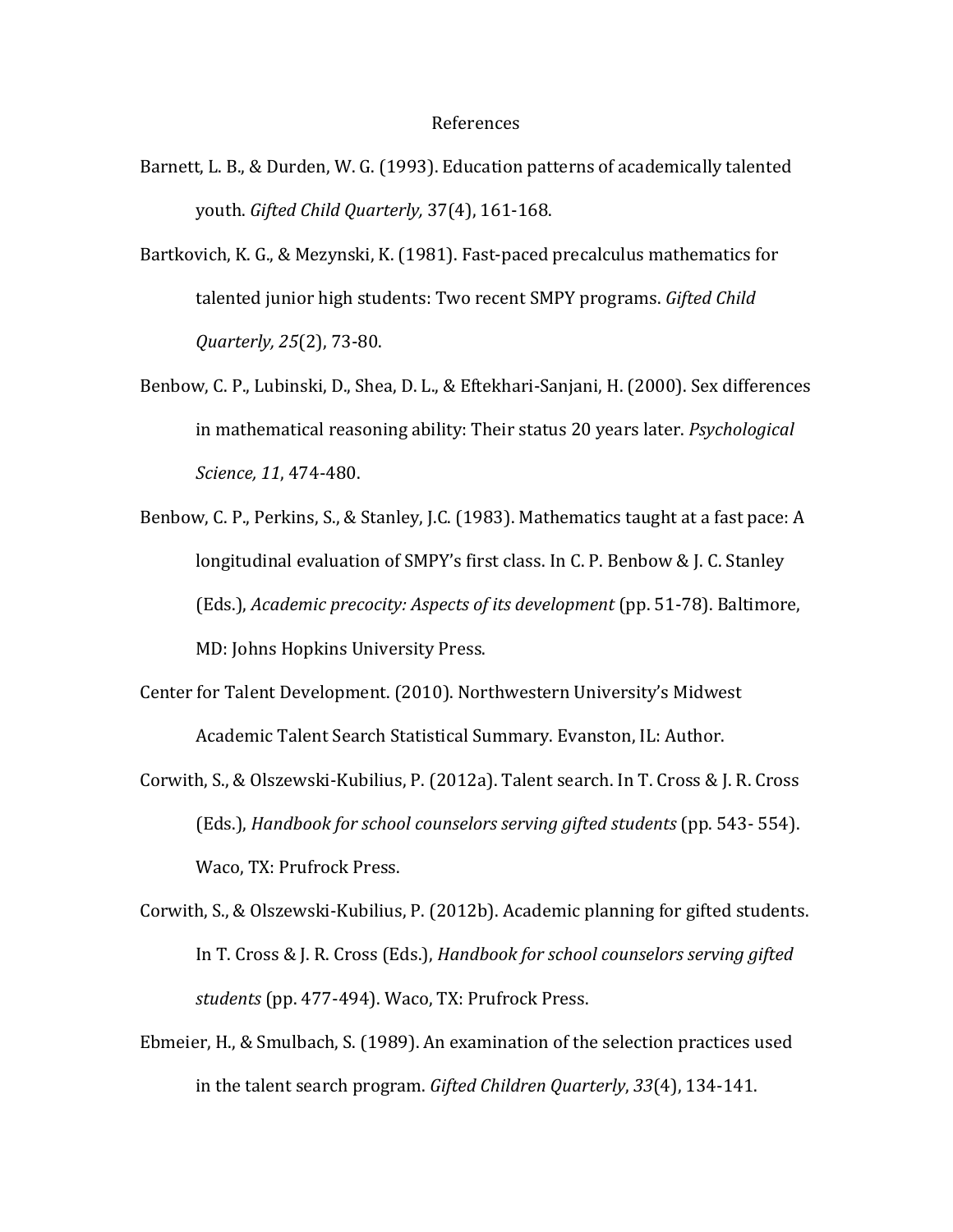# References

Barnett, L. B., & Durden, W. G. (1993). Education patterns of academically talented youth. *Gifted Child Quarterly,* 37(4), 161-168.

Bartkovich, K. G., & Mezynski, K. (1981). Fast-paced precalculus mathematics for talented junior high students: Two recent SMPY programs. *Gifted Child Quarterly, 25*(2), 73-80.

Benbow, C. P., Lubinski, D., Shea, D. L., & Eftekhari-Sanjani, H. (2000). Sex differences in mathematical reasoning ability: Their status 20 years later. *Psychological Science, 11*, 474-480.

Benbow, C. P., Perkins, S., & Stanley, J.C. (1983). Mathematics taught at a fast pace: A longitudinal evaluation of SMPY's first class. In C. P. Benbow & J. C. Stanley (Eds.), *Academic precocity: Aspects of its development* (pp. 51-78). Baltimore, MD: Johns Hopkins University Press.

Center for Talent Development. (2010). Northwestern University's Midwest Academic Talent Search Statistical Summary. Evanston, IL: Author.

Corwith, S., & Olszewski-Kubilius, P. (2012a). Talent search. In T. Cross & J. R. Cross (Eds.), *Handbook for school counselors serving gifted students* (pp. 543- 554). Waco, TX: Prufrock Press.

Corwith, S., & Olszewski-Kubilius, P. (2012b). Academic planning for gifted students. In T. Cross & J. R. Cross (Eds.), *Handbook for school counselors serving gifted students* (pp. 477-494). Waco, TX: Prufrock Press.

Ebmeier, H., & Smulbach, S. (1989). An examination of the selection practices used in the talent search program. *Gifted Children Quarterly*, *33*(4), 134-141.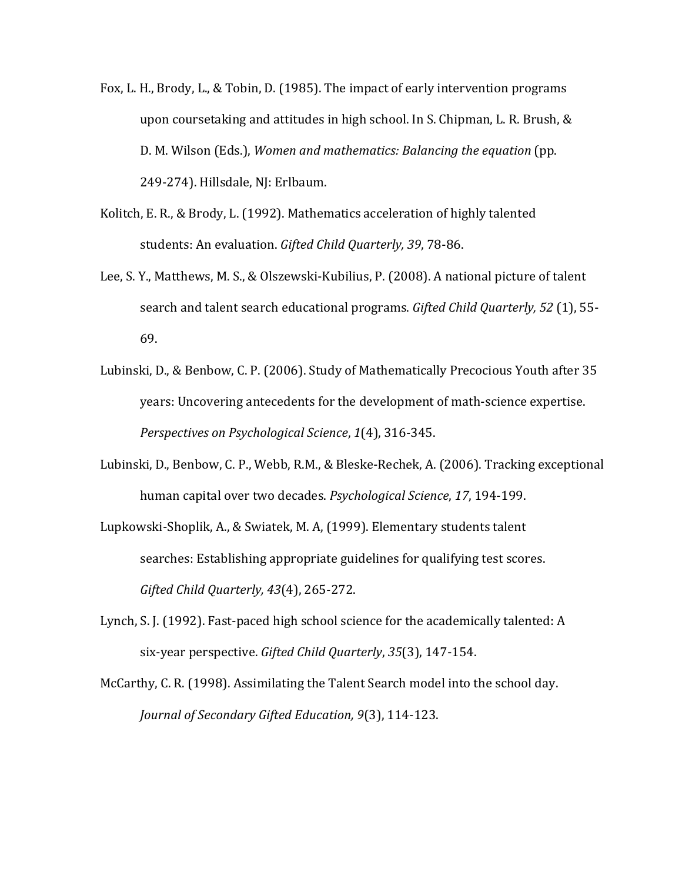Fox, L. H., Brody, L., & Tobin, D. (1985). The impact of early intervention programs upon coursetaking and attitudes in high school. In S. Chipman, L. R. Brush, & D. M. Wilson (Eds.), *Women and mathematics: Balancing the equation* (pp. 249-274). Hillsdale, NJ: Erlbaum.

Kolitch, E. R., & Brody, L. (1992). Mathematics acceleration of highly talented students: An evaluation. *Gifted Child Quarterly, 39*, 78-86.

Lee, S. Y., Matthews, M. S., & Olszewski-Kubilius, P. (2008). A national picture of talent search and talent search educational programs. *Gifted Child Quarterly, 52* (1), 55-69.

Lubinski, D., & Benbow, C. P. (2006). Study of Mathematically Precocious Youth after 35 years: Uncovering antecedents for the development of math-science expertise. *Perspectives on Psychological Science*, *1*(4), 316-345.

Lubinski, D., Benbow, C. P., Webb, R.M., & Bleske-Rechek, A. (2006). Tracking exceptional human capital over two decades. *Psychological Science*, *17*, 194-199.

Lupkowski-Shoplik, A., & Swiatek, M. A, (1999). Elementary students talent searches: Establishing appropriate guidelines for qualifying test scores. *Gifted Child Quarterly, 43*(4), 265-272.

Lynch, S. J. (1992). Fast-paced high school science for the academically talented: A six-year perspective. *Gifted Child Quarterly*, *35*(3), 147-154.

McCarthy, C. R. (1998). Assimilating the Talent Search model into the school day. *Journal of Secondary Gifted Education, 9*(3), 114-123.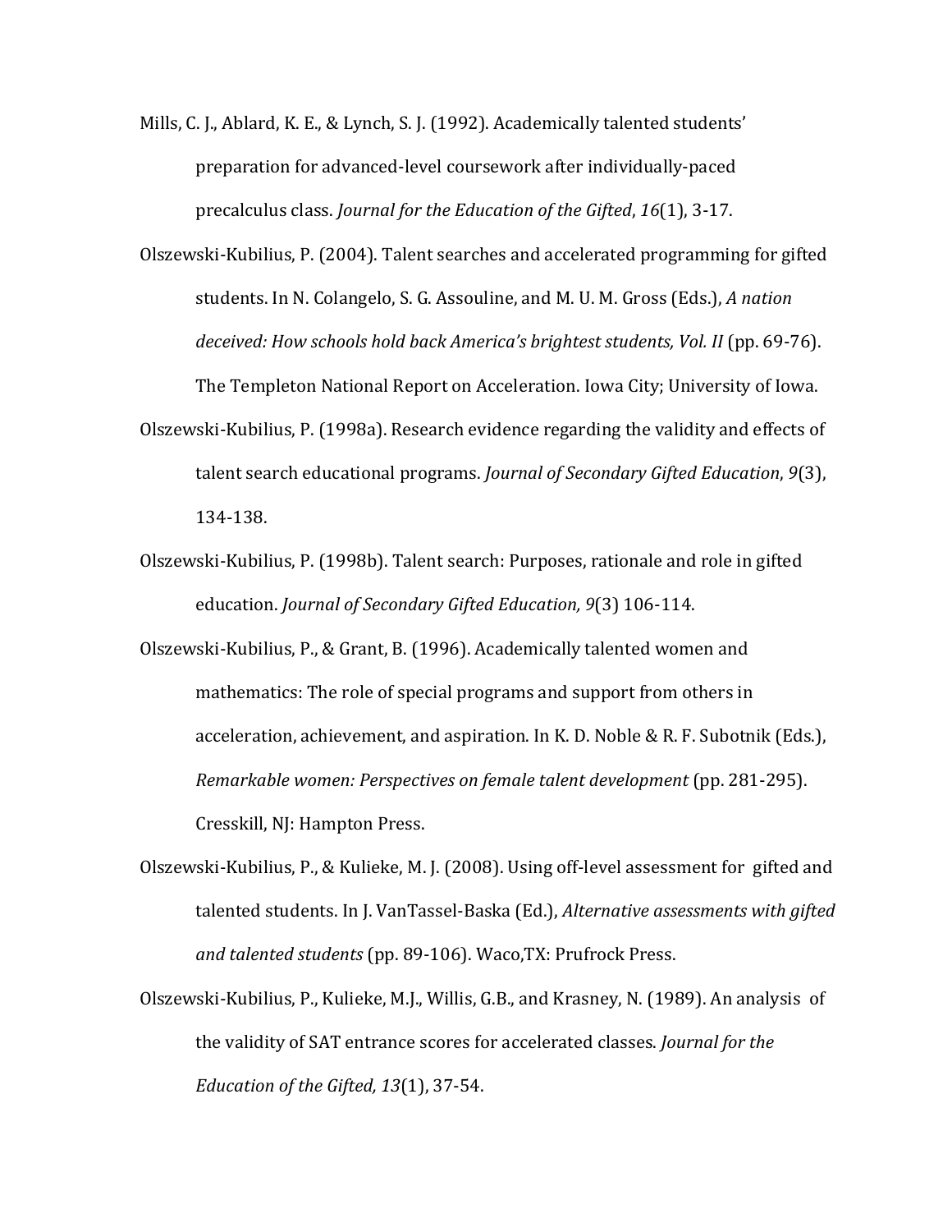Mills, C. J., Ablard, K. E., & Lynch, S. J. (1992). Academically talented students' preparation for advanced-level coursework after individually-paced precalculus class. *Journal for the Education of the Gifted*, *16*(1), 3-17.

Olszewski-Kubilius, P. (2004). Talent searches and accelerated programming for gifted students. In N. Colangelo, S. G. Assouline, and M. U. M. Gross (Eds.), *A nation deceived: How schools hold back America's brightest students, Vol. II* (pp. 69-76). The Templeton National Report on Acceleration. Iowa City; University of Iowa.

Olszewski-Kubilius, P. (1998a). Research evidence regarding the validity and effects of talent search educational programs. *Journal of Secondary Gifted Education*, *9*(3), 134-138.

Olszewski-Kubilius, P. (1998b). Talent search: Purposes, rationale and role in gifted education. *Journal of Secondary Gifted Education, 9*(3) 106-114.

Olszewski-Kubilius, P., & Grant, B. (1996). Academically talented women and mathematics: The role of special programs and support from others in acceleration, achievement, and aspiration. In K. D. Noble & R. F. Subotnik (Eds.), *Remarkable women: Perspectives on female talent development* (pp. 281-295). Cresskill, NJ: Hampton Press.

Olszewski-Kubilius, P., & Kulieke, M. J. (2008). Using off-level assessment for gifted and talented students. In J. VanTassel-Baska (Ed.), *Alternative assessments with gifted and talented students* (pp. 89-106). Waco,TX: Prufrock Press.

Olszewski-Kubilius, P., Kulieke, M.J., Willis, G.B., and Krasney, N. (1989). An analysis of the validity of SAT entrance scores for accelerated classes. *Journal for the Education of the Gifted, 13*(1), 37-54.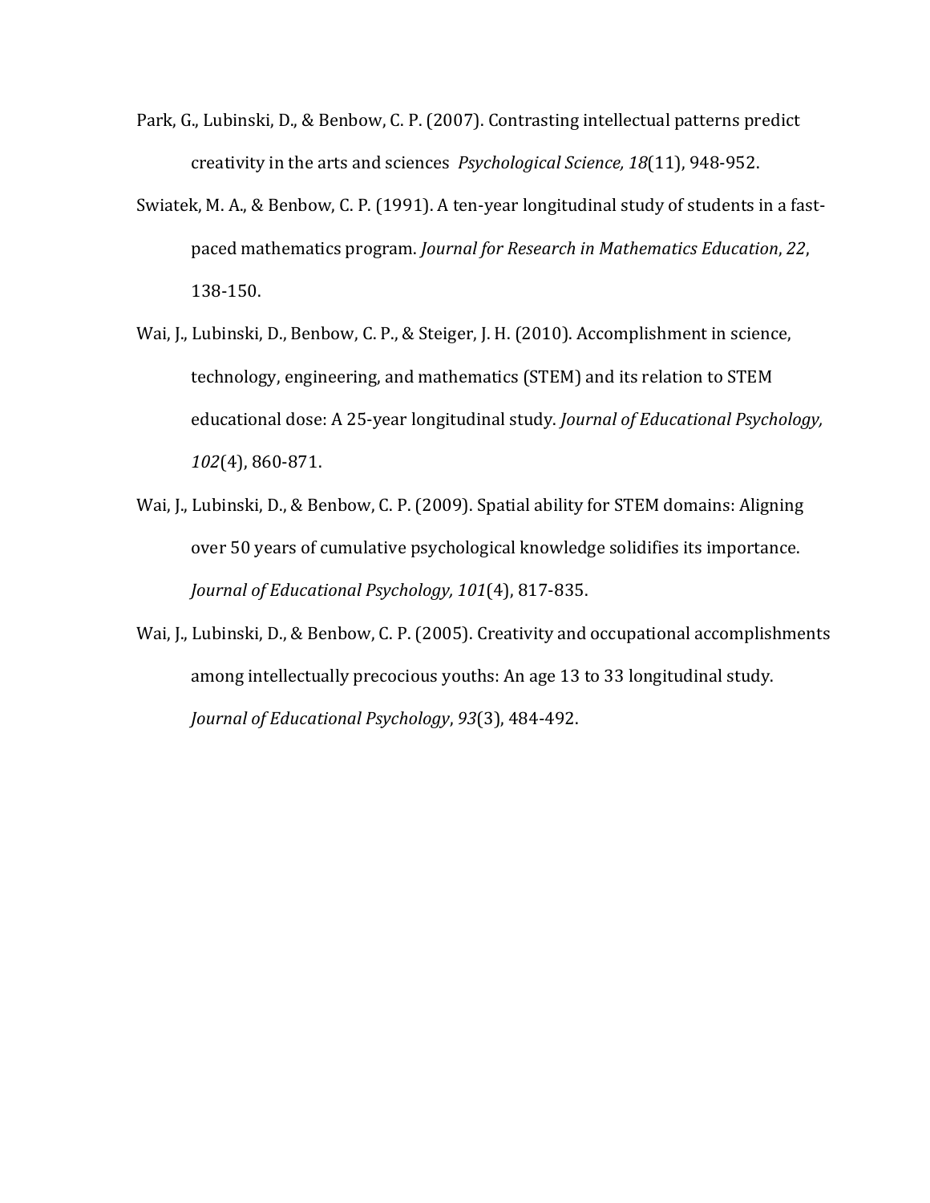Park, G., Lubinski, D., & Benbow, C. P. (2007). Contrasting intellectual patterns predict creativity in the arts and sciences  *Psychological Science, 18*(11), 948-952.

Swiatek, M. A., & Benbow, C. P. (1991). A ten-year longitudinal study of students in a fast-paced mathematics program. *Journal for Research in Mathematics Education*, *22*, 138-150.

Wai, J., Lubinski, D., Benbow, C. P., & Steiger, J. H. (2010). Accomplishment in science, technology, engineering, and mathematics (STEM) and its relation to STEM educational dose: A 25-year longitudinal study. *Journal of Educational Psychology, 102*(4), 860-871.

Wai, J., Lubinski, D., & Benbow, C. P. (2009). Spatial ability for STEM domains: Aligning over 50 years of cumulative psychological knowledge solidifies its importance. *Journal of Educational Psychology, 101*(4), 817-835.

Wai, J., Lubinski, D., & Benbow, C. P. (2005). Creativity and occupational accomplishments among intellectually precocious youths: An age 13 to 33 longitudinal study. *Journal of Educational Psychology*, *93*(3), 484-492.